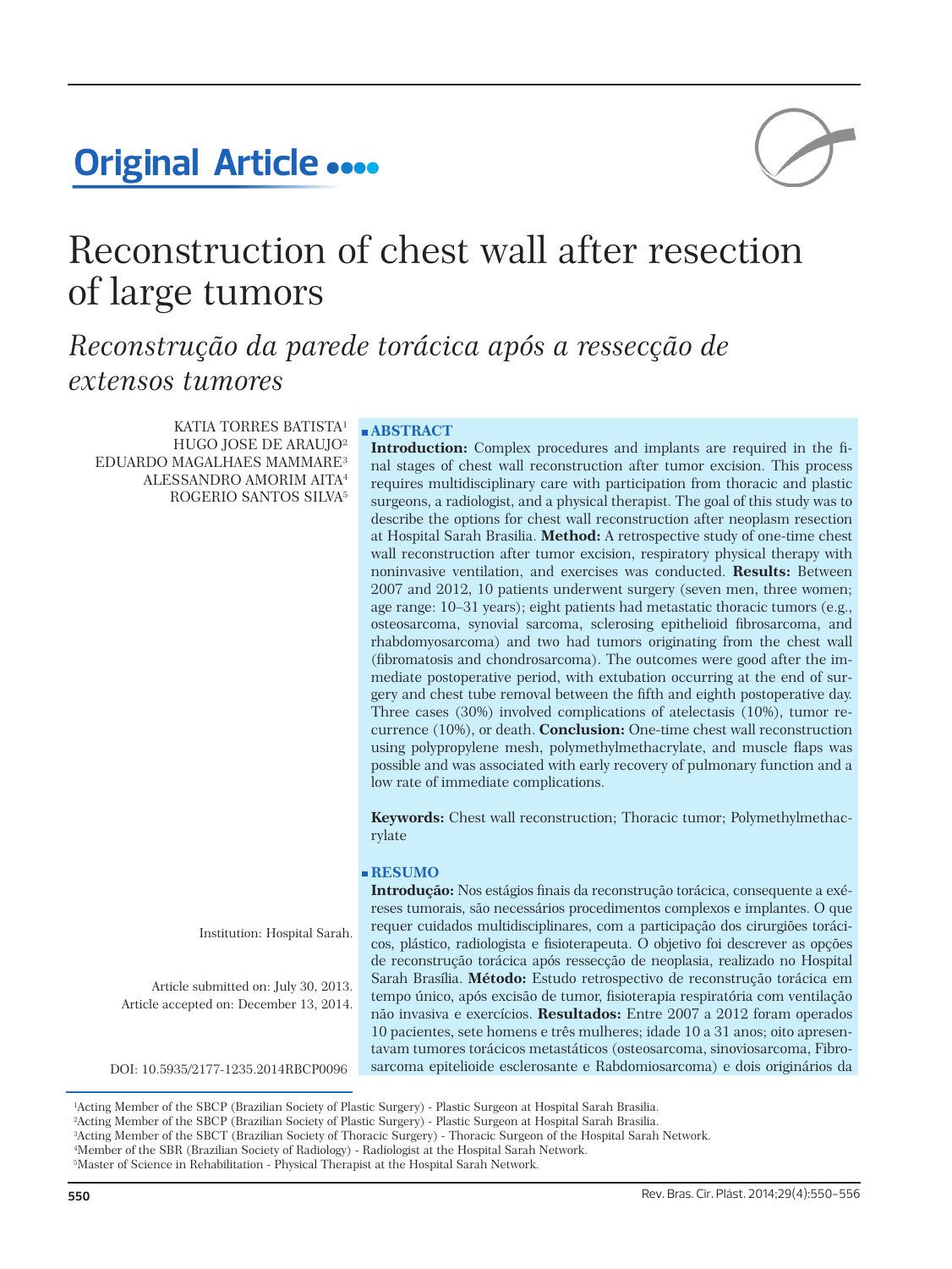# Original Article

# Reconstruction of chest wall after resection of large tumors

## *Reconstrução da parede torácica após a ressecção de extensos tumores*

KATIA TORRES BATISTA[1]
HUGO JOSE DE ARAUJO[2]
EDUARDO MAGALHAES MAMMARE[3]
ALESSANDRO AMORIM AITA[4]
ROGERIO SANTOS SILVA[5]

Institution: Hospital Sarah.

Article submitted on: July 30, 2013.
Article accepted on: December 13, 2014.

DOI: 10.5935/2177-1235.2014RBCP0096

### ABSTRACT

**Introduction:** Complex procedures and implants are required in the final stages of chest wall reconstruction after tumor excision. This process requires multidisciplinary care with participation from thoracic and plastic surgeons, a radiologist, and a physical therapist. The goal of this study was to describe the options for chest wall reconstruction after neoplasm resection at Hospital Sarah Brasilia. **Method:** A retrospective study of one-time chest wall reconstruction after tumor excision, respiratory physical therapy with noninvasive ventilation, and exercises was conducted. **Results:** Between 2007 and 2012, 10 patients underwent surgery (seven men, three women; age range: 10–31 years); eight patients had metastatic thoracic tumors (e.g., osteosarcoma, synovial sarcoma, sclerosing epithelioid fibrosarcoma, and rhabdomyosarcoma) and two had tumors originating from the chest wall (fibromatosis and chondrosarcoma). The outcomes were good after the immediate postoperative period, with extubation occurring at the end of surgery and chest tube removal between the fifth and eighth postoperative day. Three cases (30%) involved complications of atelectasis (10%), tumor recurrence (10%), or death. **Conclusion:** One-time chest wall reconstruction using polypropylene mesh, polymethylmethacrylate, and muscle flaps was possible and was associated with early recovery of pulmonary function and a low rate of immediate complications.

**Keywords:** Chest wall reconstruction; Thoracic tumor; Polymethylmethacrylate

### RESUMO

**Introdução:** Nos estágios finais da reconstrução torácica, consequente a exéreses tumorais, são necessários procedimentos complexos e implantes. O que requer cuidados multidisciplinares, com a participação dos cirurgiões torácicos, plástico, radiologista e fisioterapeuta. O objetivo foi descrever as opções de reconstrução torácica após ressecção de neoplasia, realizado no Hospital Sarah Brasília. **Método:** Estudo retrospectivo de reconstrução torácica em tempo único, após excisão de tumor, fisioterapia respiratória com ventilação não invasiva e exercícios. **Resultados:** Entre 2007 a 2012 foram operados 10 pacientes, sete homens e três mulheres; idade 10 a 31 anos; oito apresentavam tumores torácicos metastáticos (osteosarcoma, sinoviosarcoma, Fibrosarcoma epitelioide esclerosante e Rabdomiosarcoma) e dois originários da

---

[1]Acting Member of the SBCP (Brazilian Society of Plastic Surgery) - Plastic Surgeon at Hospital Sarah Brasilia.
[2]Acting Member of the SBCP (Brazilian Society of Plastic Surgery) - Plastic Surgeon at Hospital Sarah Brasilia.
[3]Acting Member of the SBCT (Brazilian Society of Thoracic Surgery) - Thoracic Surgeon of the Hospital Sarah Network.
[4]Member of the SBR (Brazilian Society of Radiology) - Radiologist at the Hospital Sarah Network.
[5]Master of Science in Rehabilitation - Physical Therapist at the Hospital Sarah Network.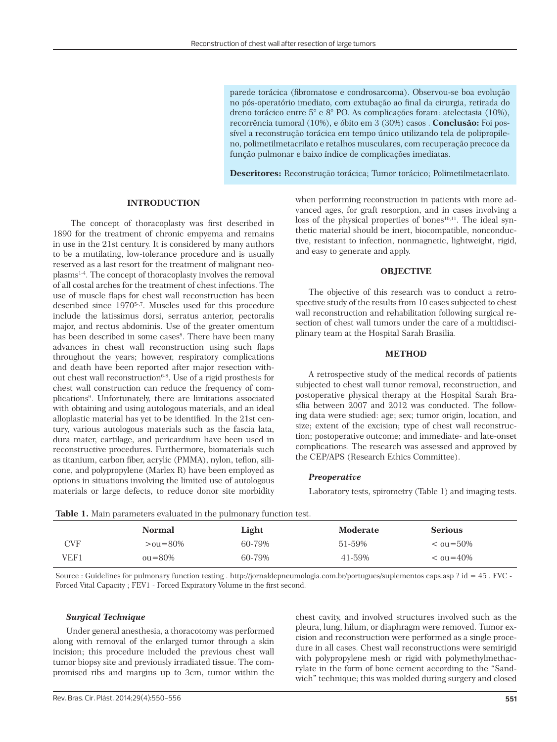parede torácica (fibromatose e condrosarcoma). Observou-se boa evolução no pós-operatório imediato, com extubação ao final da cirurgia, retirada do dreno torácico entre 5° e 8° PO. As complicações foram: atelectasia (10%), recorrência tumoral (10%), e óbito em 3 (30%) casos . **Conclusão:** Foi possível a reconstrução torácica em tempo único utilizando tela de polipropileno, polimetilmetacrilato e retalhos musculares, com recuperação precoce da função pulmonar e baixo índice de complicações imediatas.

**Descritores:** Reconstrução torácica; Tumor torácico; Polimetilmetacrilato.

## INTRODUCTION

The concept of thoracoplasty was first described in 1890 for the treatment of chronic empyema and remains in use in the 21st century. It is considered by many authors to be a mutilating, low-tolerance procedure and is usually reserved as a last resort for the treatment of malignant neoplasms[1-4]. The concept of thoracoplasty involves the removal of all costal arches for the treatment of chest infections. The use of muscle flaps for chest wall reconstruction has been described since 1970[5-7]. Muscles used for this procedure include the latissimus dorsi, serratus anterior, pectoralis major, and rectus abdominis. Use of the greater omentum has been described in some cases[8]. There have been many advances in chest wall reconstruction using such flaps throughout the years; however, respiratory complications and death have been reported after major resection without chest wall reconstruction[6-8]. Use of a rigid prosthesis for chest wall construction can reduce the frequency of complications[9]. Unfortunately, there are limitations associated with obtaining and using autologous materials, and an ideal alloplastic material has yet to be identified. In the 21st century, various autologous materials such as the fascia lata, dura mater, cartilage, and pericardium have been used in reconstructive procedures. Furthermore, biomaterials such as titanium, carbon fiber, acrylic (PMMA), nylon, teflon, silicone, and polypropylene (Marlex R) have been employed as options in situations involving the limited use of autologous materials or large defects, to reduce donor site morbidity when performing reconstruction in patients with more advanced ages, for graft resorption, and in cases involving a loss of the physical properties of bones[10,11]. The ideal synthetic material should be inert, biocompatible, nonconductive, resistant to infection, nonmagnetic, lightweight, rigid, and easy to generate and apply.

## OBJECTIVE

The objective of this research was to conduct a retrospective study of the results from 10 cases subjected to chest wall reconstruction and rehabilitation following surgical resection of chest wall tumors under the care of a multidisciplinary team at the Hospital Sarah Brasilia.

## METHOD

A retrospective study of the medical records of patients subjected to chest wall tumor removal, reconstruction, and postoperative physical therapy at the Hospital Sarah Brasília between 2007 and 2012 was conducted. The following data were studied: age; sex; tumor origin, location, and size; extent of the excision; type of chest wall reconstruction; postoperative outcome; and immediate- and late-onset complications. The research was assessed and approved by the CEP/APS (Research Ethics Committee).

### *Preoperative*

Laboratory tests, spirometry (Table 1) and imaging tests.

**Table 1.** Main parameters evaluated in the pulmonary function test.

| | Normal | Light | Moderate | Serious |
|---|---|---|---|---|
| CVF | >ou=80% | 60-79% | 51-59% | < ou=50% |
| VEF1 | ou=80% | 60-79% | 41-59% | < ou=40% |

Source : Guidelines for pulmonary function testing . http://jornaldepneumologia.com.br/portugues/suplementos caps.asp ? id = 45 . FVC - Forced Vital Capacity ; FEV1 - Forced Expiratory Volume in the first second.

### *Surgical Technique*

Under general anesthesia, a thoracotomy was performed along with removal of the enlarged tumor through a skin incision; this procedure included the previous chest wall tumor biopsy site and previously irradiated tissue. The compromised ribs and margins up to 3cm, tumor within the chest cavity, and involved structures involved such as the pleura, lung, hilum, or diaphragm were removed. Tumor excision and reconstruction were performed as a single procedure in all cases. Chest wall reconstructions were semirigid with polypropylene mesh or rigid with polymethylmethacrylate in the form of bone cement according to the "Sandwich" technique; this was molded during surgery and closed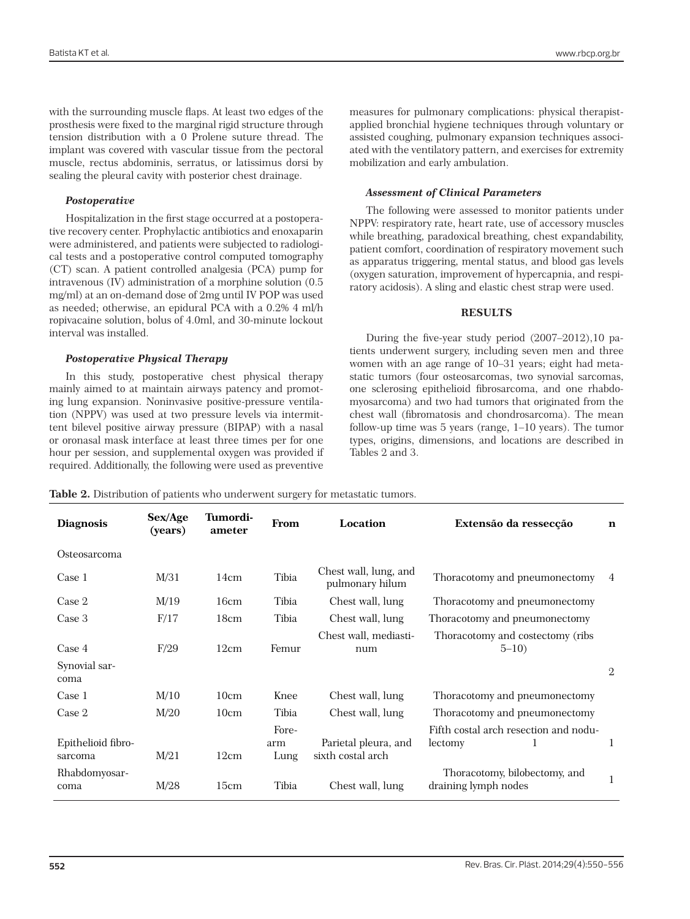with the surrounding muscle flaps. At least two edges of the prosthesis were fixed to the marginal rigid structure through tension distribution with a 0 Prolene suture thread. The implant was covered with vascular tissue from the pectoral muscle, rectus abdominis, serratus, or latissimus dorsi by sealing the pleural cavity with posterior chest drainage.

### *Postoperative*

Hospitalization in the first stage occurred at a postoperative recovery center. Prophylactic antibiotics and enoxaparin were administered, and patients were subjected to radiological tests and a postoperative control computed tomography (CT) scan. A patient controlled analgesia (PCA) pump for intravenous (IV) administration of a morphine solution (0.5 mg/ml) at an on-demand dose of 2mg until IV POP was used as needed; otherwise, an epidural PCA with a 0.2% 4 ml/h ropivacaine solution, bolus of 4.0ml, and 30-minute lockout interval was installed.

### *Postoperative Physical Therapy*

In this study, postoperative chest physical therapy mainly aimed to at maintain airways patency and promoting lung expansion. Noninvasive positive-pressure ventilation (NPPV) was used at two pressure levels via intermittent bilevel positive airway pressure (BIPAP) with a nasal or oronasal mask interface at least three times per for one hour per session, and supplemental oxygen was provided if required. Additionally, the following were used as preventive measures for pulmonary complications: physical therapist-applied bronchial hygiene techniques through voluntary or assisted coughing, pulmonary expansion techniques associated with the ventilatory pattern, and exercises for extremity mobilization and early ambulation.

### *Assessment of Clinical Parameters*

The following were assessed to monitor patients under NPPV: respiratory rate, heart rate, use of accessory muscles while breathing, paradoxical breathing, chest expandability, patient comfort, coordination of respiratory movement such as apparatus triggering, mental status, and blood gas levels (oxygen saturation, improvement of hypercapnia, and respiratory acidosis). A sling and elastic chest strap were used.

## RESULTS

During the five-year study period (2007–2012),10 patients underwent surgery, including seven men and three women with an age range of 10–31 years; eight had metastatic tumors (four osteosarcomas, two synovial sarcomas, one sclerosing epithelioid fibrosarcoma, and one rhabdomyosarcoma) and two had tumors that originated from the chest wall (fibromatosis and chondrosarcoma). The mean follow-up time was 5 years (range, 1–10 years). The tumor types, origins, dimensions, and locations are described in Tables 2 and 3.

**Table 2.** Distribution of patients who underwent surgery for metastatic tumors.

| Diagnosis | Sex/Age (years) | Tumordiameter | From | Location | Extensão da ressecção | n |
|---|---|---|---|---|---|---|
| Osteosarcoma | | | | | | |
| Case 1 | M/31 | 14cm | Tibia | Chest wall, lung, and pulmonary hilum | Thoracotomy and pneumonectomy | 4 |
| Case 2 | M/19 | 16cm | Tibia | Chest wall, lung | Thoracotomy and pneumonectomy | |
| Case 3 | F/17 | 18cm | Tibia | Chest wall, lung | Thoracotomy and pneumonectomy | |
| Case 4 | F/29 | 12cm | Femur | Chest wall, mediastinum | Thoracotomy and costectomy (ribs 5–10) | |
| Synovial sarcoma | | | | | | 2 |
| Case 1 | M/10 | 10cm | Knee | Chest wall, lung | Thoracotomy and pneumonectomy | |
| Case 2 | M/20 | 10cm | Tibia | Chest wall, lung | Thoracotomy and pneumonectomy | |
| Epithelioid fibrosarcoma | M/21 | 12cm | Forearm Lung | Parietal pleura, and sixth costal arch | Fifth costal arch resection and nodulectomy 1 | 1 |
| Rhabdomyosarcoma | M/28 | 15cm | Tibia | Chest wall, lung | Thoracotomy, bilobectomy, and draining lymph nodes | 1 |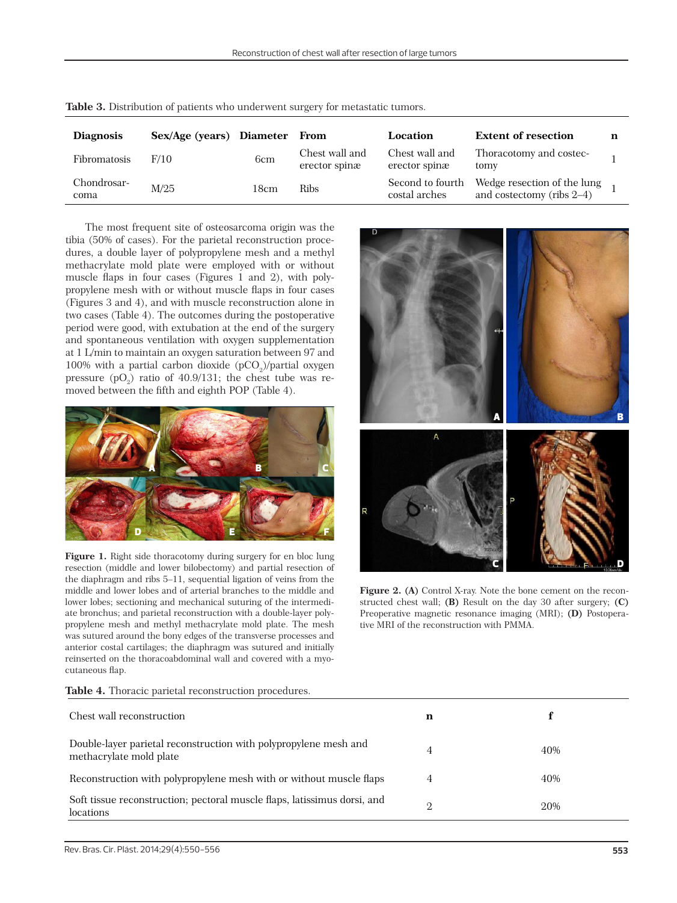**Table 3.** Distribution of patients who underwent surgery for metastatic tumors.

| Diagnosis | Sex/Age (years) | Diameter | From | Location | Extent of resection | n |
|---|---|---|---|---|---|---|
| Fibromatosis | F/10 | 6cm | Chest wall and erector spinæ | Chest wall and erector spinæ | Thoracotomy and costectomy | 1 |
| Chondrosarcoma | M/25 | 18cm | Ribs | Second to fourth costal arches | Wedge resection of the lung and costectomy (ribs 2–4) | 1 |

The most frequent site of osteosarcoma origin was the tibia (50% of cases). For the parietal reconstruction procedures, a double layer of polypropylene mesh and a methyl methacrylate mold plate were employed with or without muscle flaps in four cases (Figures 1 and 2), with polypropylene mesh with or without muscle flaps in four cases (Figures 3 and 4), and with muscle reconstruction alone in two cases (Table 4). The outcomes during the postoperative period were good, with extubation at the end of the surgery and spontaneous ventilation with oxygen supplementation at 1 L/min to maintain an oxygen saturation between 97 and 100% with a partial carbon dioxide ($pCO_2$)/partial oxygen pressure ($pO_2$) ratio of 40.9/131; the chest tube was removed between the fifth and eighth POP (Table 4).

**Figure 1.** Right side thoracotomy during surgery for en bloc lung resection (middle and lower bilobectomy) and partial resection of the diaphragm and ribs 5–11, sequential ligation of veins from the middle and lower lobes and of arterial branches to the middle and lower lobes; sectioning and mechanical suturing of the intermediate bronchus; and parietal reconstruction with a double-layer polypropylene mesh and methyl methacrylate mold plate. The mesh was sutured around the bony edges of the transverse processes and anterior costal cartilages; the diaphragm was sutured and initially reinserted on the thoracoabdominal wall and covered with a myocutaneous flap.

**Figure 2. (A)** Control X-ray. Note the bone cement on the reconstructed chest wall; **(B)** Result on the day 30 after surgery; **(C)** Preoperative magnetic resonance imaging (MRI); **(D)** Postoperative MRI of the reconstruction with PMMA.

**Table 4.** Thoracic parietal reconstruction procedures.

| Chest wall reconstruction | n | f |
|---|---|---|
| Double-layer parietal reconstruction with polypropylene mesh and methacrylate mold plate | 4 | 40% |
| Reconstruction with polypropylene mesh with or without muscle flaps | 4 | 40% |
| Soft tissue reconstruction; pectoral muscle flaps, latissimus dorsi, and locations | 2 | 20% |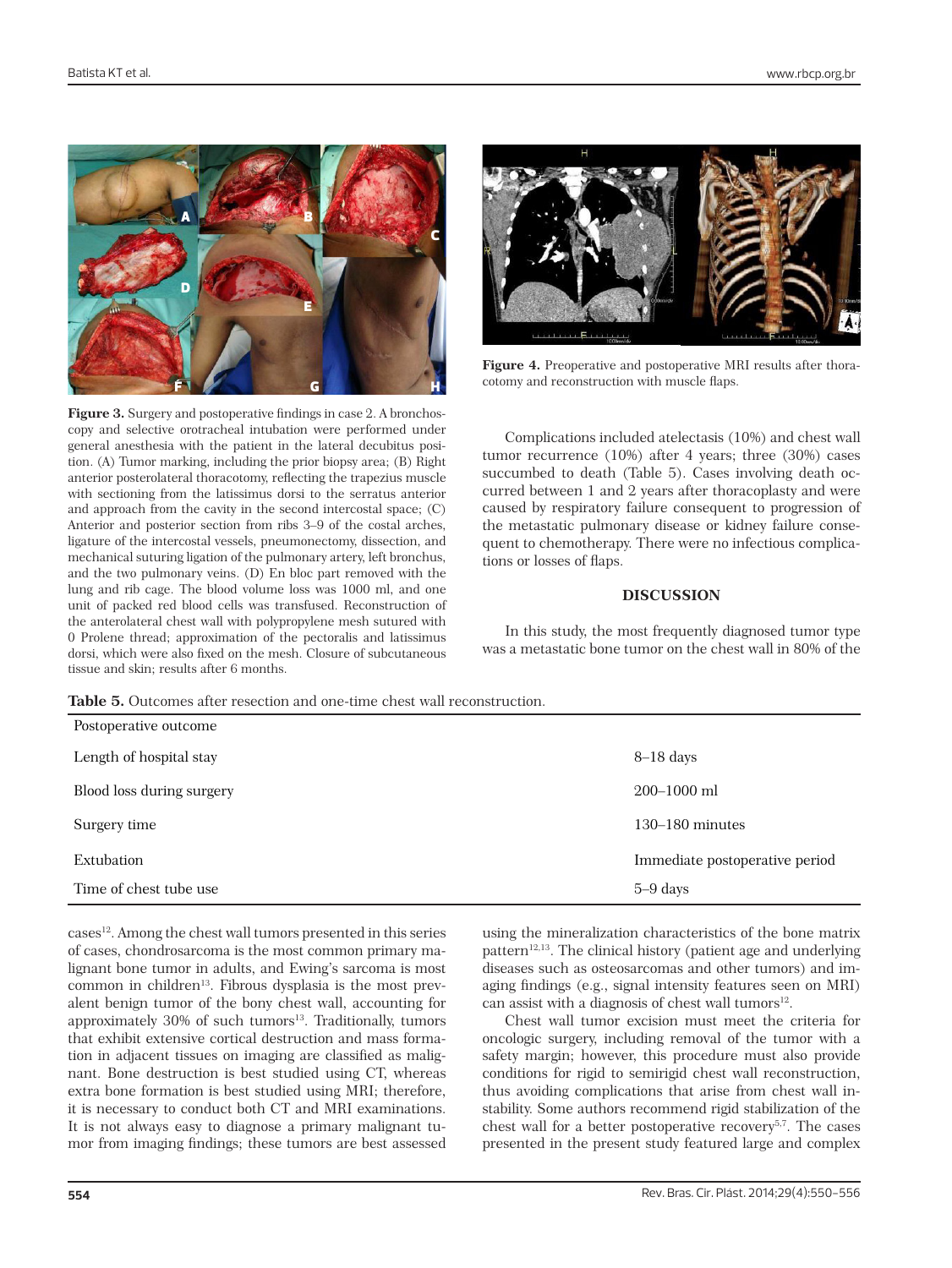Figure 3. Surgery and postoperative findings in case 2. A bronchoscopy and selective orotracheal intubation were performed under general anesthesia with the patient in the lateral decubitus position. (A) Tumor marking, including the prior biopsy area; (B) Right anterior posterolateral thoracotomy, reflecting the trapezius muscle with sectioning from the latissimus dorsi to the serratus anterior and approach from the cavity in the second intercostal space; (C) Anterior and posterior section from ribs 3–9 of the costal arches, ligature of the intercostal vessels, pneumonectomy, dissection, and mechanical suturing ligation of the pulmonary artery, left bronchus, and the two pulmonary veins. (D) En bloc part removed with the lung and rib cage. The blood volume loss was 1000 ml, and one unit of packed red blood cells was transfused. Reconstruction of the anterolateral chest wall with polypropylene mesh sutured with 0 Prolene thread; approximation of the pectoralis and latissimus dorsi, which were also fixed on the mesh. Closure of subcutaneous tissue and skin; results after 6 months.

Figure 4. Preoperative and postoperative MRI results after thoracotomy and reconstruction with muscle flaps.

Complications included atelectasis (10%) and chest wall tumor recurrence (10%) after 4 years; three (30%) cases succumbed to death (Table 5). Cases involving death occurred between 1 and 2 years after thoracoplasty and were caused by respiratory failure consequent to progression of the metastatic pulmonary disease or kidney failure consequent to chemotherapy. There were no infectious complications or losses of flaps.

## DISCUSSION

In this study, the most frequently diagnosed tumor type was a metastatic bone tumor on the chest wall in 80% of the cases[12]. Among the chest wall tumors presented in this series of cases, chondrosarcoma is the most common primary malignant bone tumor in adults, and Ewing's sarcoma is most common in children[13]. Fibrous dysplasia is the most prevalent benign tumor of the bony chest wall, accounting for approximately 30% of such tumors[13]. Traditionally, tumors that exhibit extensive cortical destruction and mass formation in adjacent tissues on imaging are classified as malignant. Bone destruction is best studied using CT, whereas extra bone formation is best studied using MRI; therefore, it is necessary to conduct both CT and MRI examinations. It is not always easy to diagnose a primary malignant tumor from imaging findings; these tumors are best assessed using the mineralization characteristics of the bone matrix pattern[12,13]. The clinical history (patient age and underlying diseases such as osteosarcomas and other tumors) and imaging findings (e.g., signal intensity features seen on MRI) can assist with a diagnosis of chest wall tumors[12].

Chest wall tumor excision must meet the criteria for oncologic surgery, including removal of the tumor with a safety margin; however, this procedure must also provide conditions for rigid to semirigid chest wall reconstruction, thus avoiding complications that arise from chest wall instability. Some authors recommend rigid stabilization of the chest wall for a better postoperative recovery[5,7]. The cases presented in the present study featured large and complex

**Table 5.** Outcomes after resection and one-time chest wall reconstruction.

| Postoperative outcome | |
|---|---|
| Length of hospital stay | 8–18 days |
| Blood loss during surgery | 200–1000 ml |
| Surgery time | 130–180 minutes |
| Extubation | Immediate postoperative period |
| Time of chest tube use | 5–9 days |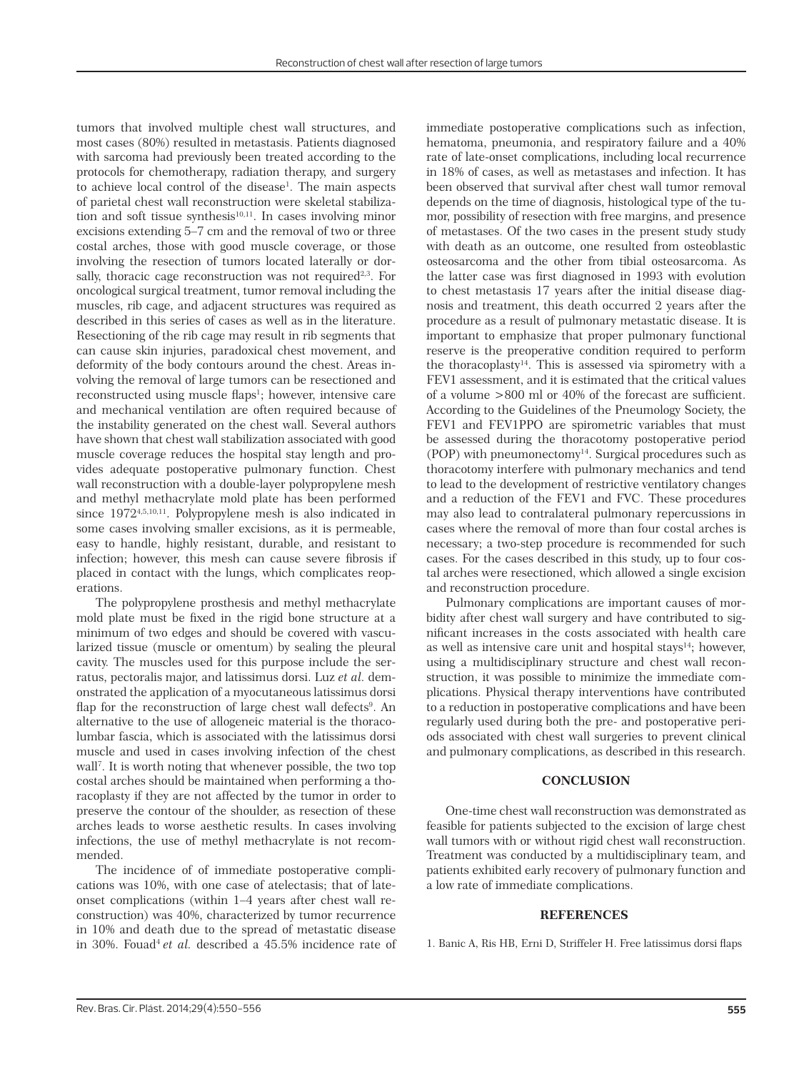tumors that involved multiple chest wall structures, and most cases (80%) resulted in metastasis. Patients diagnosed with sarcoma had previously been treated according to the protocols for chemotherapy, radiation therapy, and surgery to achieve local control of the disease[1]. The main aspects of parietal chest wall reconstruction were skeletal stabilization and soft tissue synthesis[10,11]. In cases involving minor excisions extending 5–7 cm and the removal of two or three costal arches, those with good muscle coverage, or those involving the resection of tumors located laterally or dorsally, thoracic cage reconstruction was not required[2,3]. For oncological surgical treatment, tumor removal including the muscles, rib cage, and adjacent structures was required as described in this series of cases as well as in the literature. Resectioning of the rib cage may result in rib segments that can cause skin injuries, paradoxical chest movement, and deformity of the body contours around the chest. Areas involving the removal of large tumors can be resectioned and reconstructed using muscle flaps[1]; however, intensive care and mechanical ventilation are often required because of the instability generated on the chest wall. Several authors have shown that chest wall stabilization associated with good muscle coverage reduces the hospital stay length and provides adequate postoperative pulmonary function. Chest wall reconstruction with a double-layer polypropylene mesh and methyl methacrylate mold plate has been performed since 1972[4,5,10,11]. Polypropylene mesh is also indicated in some cases involving smaller excisions, as it is permeable, easy to handle, highly resistant, durable, and resistant to infection; however, this mesh can cause severe fibrosis if placed in contact with the lungs, which complicates reoperations.

The polypropylene prosthesis and methyl methacrylate mold plate must be fixed in the rigid bone structure at a minimum of two edges and should be covered with vascularized tissue (muscle or omentum) by sealing the pleural cavity. The muscles used for this purpose include the serratus, pectoralis major, and latissimus dorsi. Luz *et al.* demonstrated the application of a myocutaneous latissimus dorsi flap for the reconstruction of large chest wall defects[9]. An alternative to the use of allogeneic material is the thoracolumbar fascia, which is associated with the latissimus dorsi muscle and used in cases involving infection of the chest wall[7]. It is worth noting that whenever possible, the two top costal arches should be maintained when performing a thoracoplasty if they are not affected by the tumor in order to preserve the contour of the shoulder, as resection of these arches leads to worse aesthetic results. In cases involving infections, the use of methyl methacrylate is not recommended.

The incidence of of immediate postoperative complications was 10%, with one case of atelectasis; that of late-onset complications (within 1–4 years after chest wall reconstruction) was 40%, characterized by tumor recurrence in 10% and death due to the spread of metastatic disease in 30%. Fouad[4] *et al.* described a 45.5% incidence rate of immediate postoperative complications such as infection, hematoma, pneumonia, and respiratory failure and a 40% rate of late-onset complications, including local recurrence in 18% of cases, as well as metastases and infection. It has been observed that survival after chest wall tumor removal depends on the time of diagnosis, histological type of the tumor, possibility of resection with free margins, and presence of metastases. Of the two cases in the present study study with death as an outcome, one resulted from osteoblastic osteosarcoma and the other from tibial osteosarcoma. As the latter case was first diagnosed in 1993 with evolution to chest metastasis 17 years after the initial disease diagnosis and treatment, this death occurred 2 years after the procedure as a result of pulmonary metastatic disease. It is important to emphasize that proper pulmonary functional reserve is the preoperative condition required to perform the thoracoplasty[14]. This is assessed via spirometry with a FEV1 assessment, and it is estimated that the critical values of a volume >800 ml or 40% of the forecast are sufficient. According to the Guidelines of the Pneumology Society, the FEV1 and FEV1PPO are spirometric variables that must be assessed during the thoracotomy postoperative period (POP) with pneumonectomy[14]. Surgical procedures such as thoracotomy interfere with pulmonary mechanics and tend to lead to the development of restrictive ventilatory changes and a reduction of the FEV1 and FVC. These procedures may also lead to contralateral pulmonary repercussions in cases where the removal of more than four costal arches is necessary; a two-step procedure is recommended for such cases. For the cases described in this study, up to four costal arches were resectioned, which allowed a single excision and reconstruction procedure.

Pulmonary complications are important causes of morbidity after chest wall surgery and have contributed to significant increases in the costs associated with health care as well as intensive care unit and hospital stays[14]; however, using a multidisciplinary structure and chest wall reconstruction, it was possible to minimize the immediate complications. Physical therapy interventions have contributed to a reduction in postoperative complications and have been regularly used during both the pre- and postoperative periods associated with chest wall surgeries to prevent clinical and pulmonary complications, as described in this research.

## CONCLUSION

One-time chest wall reconstruction was demonstrated as feasible for patients subjected to the excision of large chest wall tumors with or without rigid chest wall reconstruction. Treatment was conducted by a multidisciplinary team, and patients exhibited early recovery of pulmonary function and a low rate of immediate complications.

## REFERENCES

1. Banic A, Ris HB, Erni D, Striffeler H. Free latissimus dorsi flaps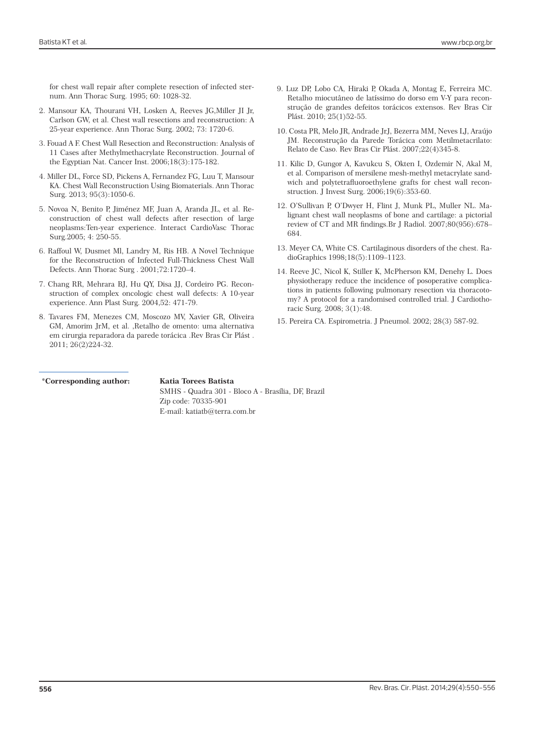for chest wall repair after complete resection of infected sternum. Ann Thorac Surg. 1995; 60: 1028-32.

2. Mansour KA, Thourani VH, Losken A, Reeves JG,Miller JI Jr, Carlson GW, et al. Chest wall resections and reconstruction: A 25-year experience. Ann Thorac Surg. 2002; 73: 1720-6.

3. Fouad A F. Chest Wall Resection and Reconstruction: Analysis of 11 Cases after Methylmethacrylate Reconstruction. Journal of the Egyptian Nat. Cancer Inst. 2006;18(3):175-182.

4. Miller DL, Force SD, Pickens A, Fernandez FG, Luu T, Mansour KA. Chest Wall Reconstruction Using Biomaterials. Ann Thorac Surg. 2013; 95(3):1050-6.

5. Novoa N, Benito P, Jiménez MF, Juan A, Aranda JL, et al. Reconstruction of chest wall defects after resection of large neoplasms:Ten-year experience. Interact CardioVasc Thorac Surg.2005; 4: 250-55.

6. Raffoul W, Dusmet Ml, Landry M, Ris HB. A Novel Technique for the Reconstruction of Infected Full-Thickness Chest Wall Defects. Ann Thorac Surg . 2001;72:1720–4.

7. Chang RR, Mehrara BJ, Hu QY, Disa JJ, Cordeiro PG. Reconstruction of complex oncologic chest wall defects: A 10-year experience. Ann Plast Surg. 2004,52: 471-79.

8. Tavares FM, Menezes CM, Moscozo MV, Xavier GR, Oliveira GM, Amorim JrM, et al. ,Retalho de omento: uma alternativa em cirurgia reparadora da parede torácica .Rev Bras Cir Plást . 2011; 26(2)224-32.

9. Luz DP, Lobo CA, Hiraki P, Okada A, Montag E, Ferreira MC. Retalho miocutâneo de latíssimo do dorso em V-Y para reconstrução de grandes defeitos torácicos extensos. Rev Bras Cir Plást. 2010; 25(1)52-55.

10. Costa PR, Melo JR, Andrade JrJ, Bezerra MM, Neves LJ, Araújo JM. Reconstrução da Parede Torácica com Metilmetacrilato: Relato de Caso. Rev Bras Cir Plást. 2007;22(4)345-8.

11. Kilic D, Gungor A, Kavukcu S, Okten I, Ozdemir N, Akal M, et al. Comparison of mersilene mesh-methyl metacrylate sandwich and polytetrafluoroethylene grafts for chest wall reconstruction. J Invest Surg. 2006;19(6):353-60.

12. O'Sullivan P, O'Dwyer H, Flint J, Munk PL, Muller NL. Malignant chest wall neoplasms of bone and cartilage: a pictorial review of CT and MR findings.Br J Radiol. 2007;80(956):678–684.

13. Meyer CA, White CS. Cartilaginous disorders of the chest. RadioGraphics 1998;18(5):1109–1123.

14. Reeve JC, Nicol K, Stiller K, McPherson KM, Denehy L. Does physiotherapy reduce the incidence of posoperative complications in patients following pulmonary resection via thoracotomy? A protocol for a randomised controlled trial. J Cardiothoracic Surg. 2008; 3(1):48.

15. Pereira CA. Espirometria. J Pneumol. 2002; 28(3) 587-92.

**\*Corresponding author:** **Katia Torees Batista**
SMHS - Quadra 301 - Bloco A - Brasília, DF, Brazil
Zip code: 70335-901
E-mail: katiatb@terra.com.br